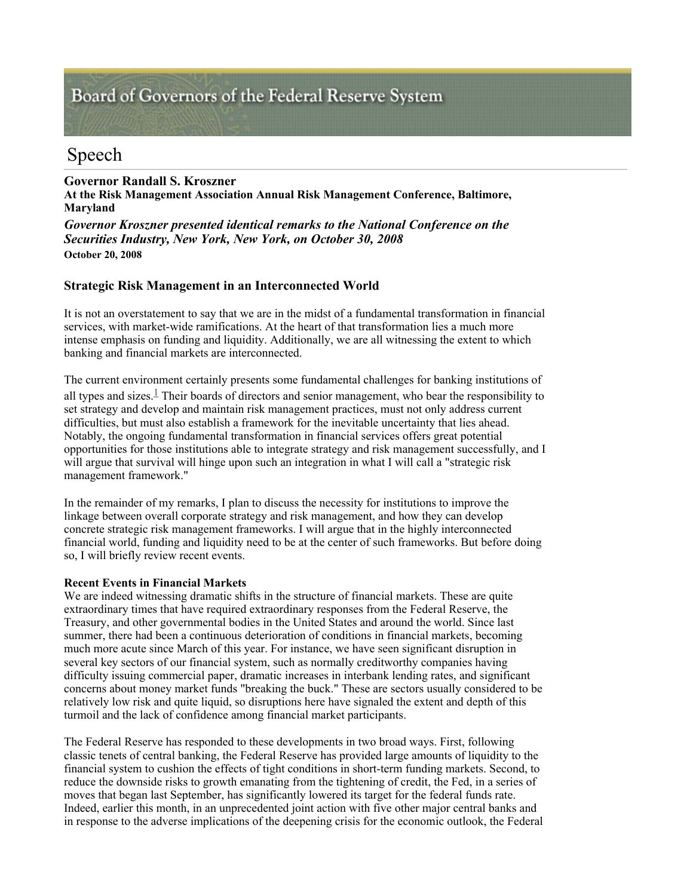# Board of Governors of the Federal Reserve System

## Speech

**Governor Randall S. Kroszner**
**At the Risk Management Association Annual Risk Management Conference, Baltimore, Maryland**

***Governor Kroszner presented identical remarks to the National Conference on the Securities Industry, New York, New York, on October 30, 2008***

**October 20, 2008**

### Strategic Risk Management in an Interconnected World

It is not an overstatement to say that we are in the midst of a fundamental transformation in financial services, with market-wide ramifications. At the heart of that transformation lies a much more intense emphasis on funding and liquidity. Additionally, we are all witnessing the extent to which banking and financial markets are interconnected.

The current environment certainly presents some fundamental challenges for banking institutions of all types and sizes.[1] Their boards of directors and senior management, who bear the responsibility to set strategy and develop and maintain risk management practices, must not only address current difficulties, but must also establish a framework for the inevitable uncertainty that lies ahead. Notably, the ongoing fundamental transformation in financial services offers great potential opportunities for those institutions able to integrate strategy and risk management successfully, and I will argue that survival will hinge upon such an integration in what I will call a "strategic risk management framework."

In the remainder of my remarks, I plan to discuss the necessity for institutions to improve the linkage between overall corporate strategy and risk management, and how they can develop concrete strategic risk management frameworks. I will argue that in the highly interconnected financial world, funding and liquidity need to be at the center of such frameworks. But before doing so, I will briefly review recent events.

**Recent Events in Financial Markets**

We are indeed witnessing dramatic shifts in the structure of financial markets. These are quite extraordinary times that have required extraordinary responses from the Federal Reserve, the Treasury, and other governmental bodies in the United States and around the world. Since last summer, there had been a continuous deterioration of conditions in financial markets, becoming much more acute since March of this year. For instance, we have seen significant disruption in several key sectors of our financial system, such as normally creditworthy companies having difficulty issuing commercial paper, dramatic increases in interbank lending rates, and significant concerns about money market funds "breaking the buck." These are sectors usually considered to be relatively low risk and quite liquid, so disruptions here have signaled the extent and depth of this turmoil and the lack of confidence among financial market participants.

The Federal Reserve has responded to these developments in two broad ways. First, following classic tenets of central banking, the Federal Reserve has provided large amounts of liquidity to the financial system to cushion the effects of tight conditions in short-term funding markets. Second, to reduce the downside risks to growth emanating from the tightening of credit, the Fed, in a series of moves that began last September, has significantly lowered its target for the federal funds rate. Indeed, earlier this month, in an unprecedented joint action with five other major central banks and in response to the adverse implications of the deepening crisis for the economic outlook, the Federal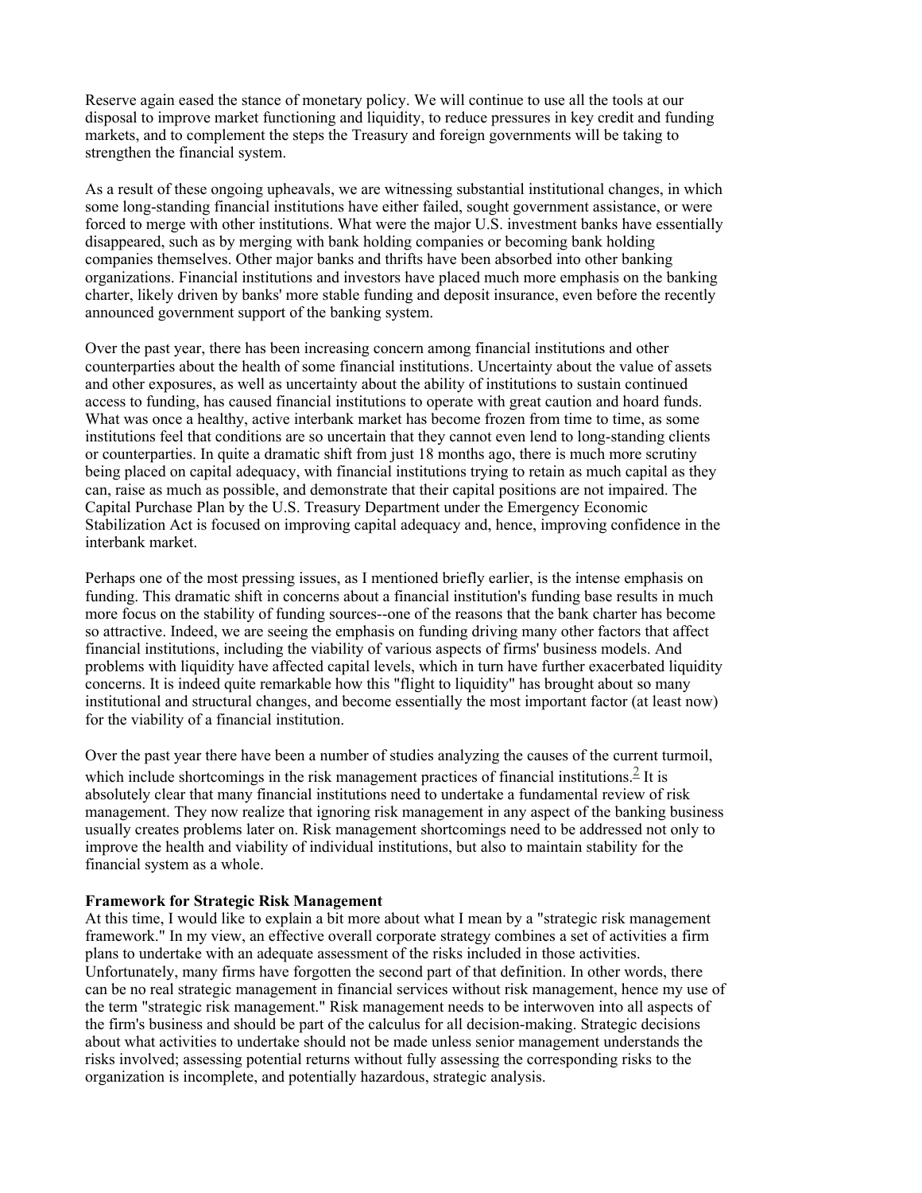Reserve again eased the stance of monetary policy. We will continue to use all the tools at our disposal to improve market functioning and liquidity, to reduce pressures in key credit and funding markets, and to complement the steps the Treasury and foreign governments will be taking to strengthen the financial system.

As a result of these ongoing upheavals, we are witnessing substantial institutional changes, in which some long-standing financial institutions have either failed, sought government assistance, or were forced to merge with other institutions. What were the major U.S. investment banks have essentially disappeared, such as by merging with bank holding companies or becoming bank holding companies themselves. Other major banks and thrifts have been absorbed into other banking organizations. Financial institutions and investors have placed much more emphasis on the banking charter, likely driven by banks' more stable funding and deposit insurance, even before the recently announced government support of the banking system.

Over the past year, there has been increasing concern among financial institutions and other counterparties about the health of some financial institutions. Uncertainty about the value of assets and other exposures, as well as uncertainty about the ability of institutions to sustain continued access to funding, has caused financial institutions to operate with great caution and hoard funds. What was once a healthy, active interbank market has become frozen from time to time, as some institutions feel that conditions are so uncertain that they cannot even lend to long-standing clients or counterparties. In quite a dramatic shift from just 18 months ago, there is much more scrutiny being placed on capital adequacy, with financial institutions trying to retain as much capital as they can, raise as much as possible, and demonstrate that their capital positions are not impaired. The Capital Purchase Plan by the U.S. Treasury Department under the Emergency Economic Stabilization Act is focused on improving capital adequacy and, hence, improving confidence in the interbank market.

Perhaps one of the most pressing issues, as I mentioned briefly earlier, is the intense emphasis on funding. This dramatic shift in concerns about a financial institution's funding base results in much more focus on the stability of funding sources--one of the reasons that the bank charter has become so attractive. Indeed, we are seeing the emphasis on funding driving many other factors that affect financial institutions, including the viability of various aspects of firms' business models. And problems with liquidity have affected capital levels, which in turn have further exacerbated liquidity concerns. It is indeed quite remarkable how this "flight to liquidity" has brought about so many institutional and structural changes, and become essentially the most important factor (at least now) for the viability of a financial institution.

Over the past year there have been a number of studies analyzing the causes of the current turmoil, which include shortcomings in the risk management practices of financial institutions.[2] It is absolutely clear that many financial institutions need to undertake a fundamental review of risk management. They now realize that ignoring risk management in any aspect of the banking business usually creates problems later on. Risk management shortcomings need to be addressed not only to improve the health and viability of individual institutions, but also to maintain stability for the financial system as a whole.

**Framework for Strategic Risk Management**

At this time, I would like to explain a bit more about what I mean by a "strategic risk management framework." In my view, an effective overall corporate strategy combines a set of activities a firm plans to undertake with an adequate assessment of the risks included in those activities. Unfortunately, many firms have forgotten the second part of that definition. In other words, there can be no real strategic management in financial services without risk management, hence my use of the term "strategic risk management." Risk management needs to be interwoven into all aspects of the firm's business and should be part of the calculus for all decision-making. Strategic decisions about what activities to undertake should not be made unless senior management understands the risks involved; assessing potential returns without fully assessing the corresponding risks to the organization is incomplete, and potentially hazardous, strategic analysis.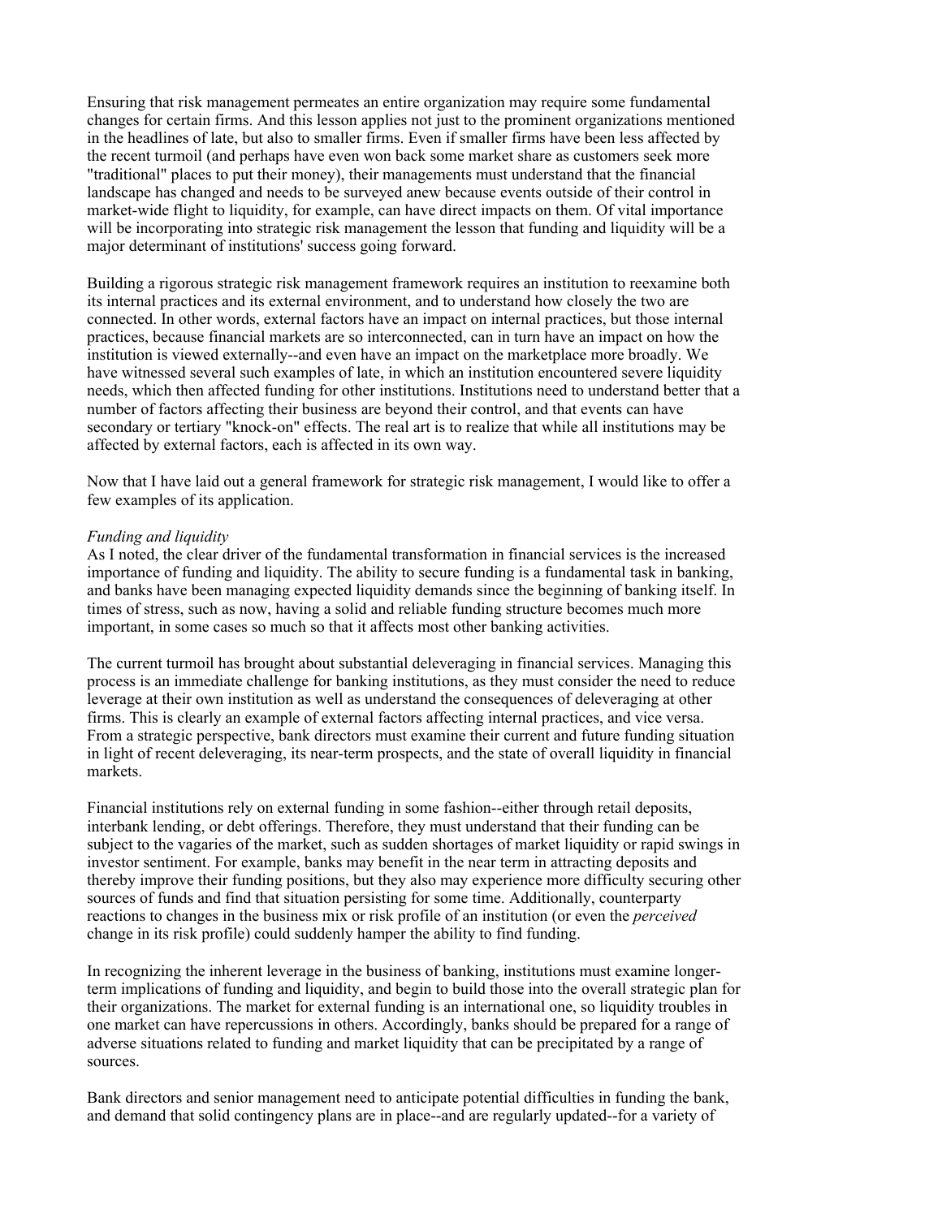Ensuring that risk management permeates an entire organization may require some fundamental changes for certain firms. And this lesson applies not just to the prominent organizations mentioned in the headlines of late, but also to smaller firms. Even if smaller firms have been less affected by the recent turmoil (and perhaps have even won back some market share as customers seek more "traditional" places to put their money), their managements must understand that the financial landscape has changed and needs to be surveyed anew because events outside of their control in market-wide flight to liquidity, for example, can have direct impacts on them. Of vital importance will be incorporating into strategic risk management the lesson that funding and liquidity will be a major determinant of institutions' success going forward.

Building a rigorous strategic risk management framework requires an institution to reexamine both its internal practices and its external environment, and to understand how closely the two are connected. In other words, external factors have an impact on internal practices, but those internal practices, because financial markets are so interconnected, can in turn have an impact on how the institution is viewed externally--and even have an impact on the marketplace more broadly. We have witnessed several such examples of late, in which an institution encountered severe liquidity needs, which then affected funding for other institutions. Institutions need to understand better that a number of factors affecting their business are beyond their control, and that events can have secondary or tertiary "knock-on" effects. The real art is to realize that while all institutions may be affected by external factors, each is affected in its own way.

Now that I have laid out a general framework for strategic risk management, I would like to offer a few examples of its application.

*Funding and liquidity*

As I noted, the clear driver of the fundamental transformation in financial services is the increased importance of funding and liquidity. The ability to secure funding is a fundamental task in banking, and banks have been managing expected liquidity demands since the beginning of banking itself. In times of stress, such as now, having a solid and reliable funding structure becomes much more important, in some cases so much so that it affects most other banking activities.

The current turmoil has brought about substantial deleveraging in financial services. Managing this process is an immediate challenge for banking institutions, as they must consider the need to reduce leverage at their own institution as well as understand the consequences of deleveraging at other firms. This is clearly an example of external factors affecting internal practices, and vice versa. From a strategic perspective, bank directors must examine their current and future funding situation in light of recent deleveraging, its near-term prospects, and the state of overall liquidity in financial markets.

Financial institutions rely on external funding in some fashion--either through retail deposits, interbank lending, or debt offerings. Therefore, they must understand that their funding can be subject to the vagaries of the market, such as sudden shortages of market liquidity or rapid swings in investor sentiment. For example, banks may benefit in the near term in attracting deposits and thereby improve their funding positions, but they also may experience more difficulty securing other sources of funds and find that situation persisting for some time. Additionally, counterparty reactions to changes in the business mix or risk profile of an institution (or even the *perceived* change in its risk profile) could suddenly hamper the ability to find funding.

In recognizing the inherent leverage in the business of banking, institutions must examine longer-term implications of funding and liquidity, and begin to build those into the overall strategic plan for their organizations. The market for external funding is an international one, so liquidity troubles in one market can have repercussions in others. Accordingly, banks should be prepared for a range of adverse situations related to funding and market liquidity that can be precipitated by a range of sources.

Bank directors and senior management need to anticipate potential difficulties in funding the bank, and demand that solid contingency plans are in place--and are regularly updated--for a variety of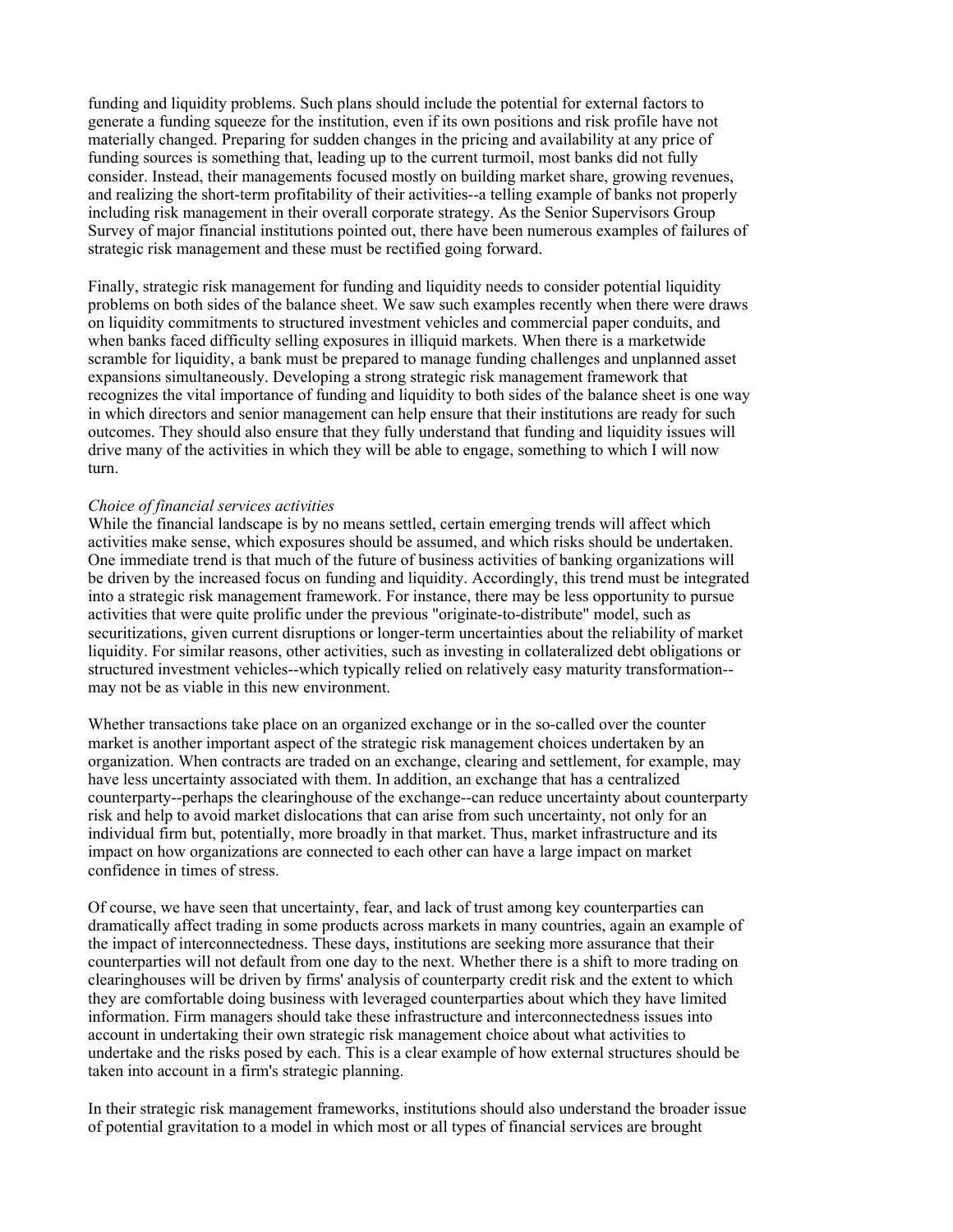funding and liquidity problems. Such plans should include the potential for external factors to generate a funding squeeze for the institution, even if its own positions and risk profile have not materially changed. Preparing for sudden changes in the pricing and availability at any price of funding sources is something that, leading up to the current turmoil, most banks did not fully consider. Instead, their managements focused mostly on building market share, growing revenues, and realizing the short-term profitability of their activities--a telling example of banks not properly including risk management in their overall corporate strategy. As the Senior Supervisors Group Survey of major financial institutions pointed out, there have been numerous examples of failures of strategic risk management and these must be rectified going forward.

Finally, strategic risk management for funding and liquidity needs to consider potential liquidity problems on both sides of the balance sheet. We saw such examples recently when there were draws on liquidity commitments to structured investment vehicles and commercial paper conduits, and when banks faced difficulty selling exposures in illiquid markets. When there is a marketwide scramble for liquidity, a bank must be prepared to manage funding challenges and unplanned asset expansions simultaneously. Developing a strong strategic risk management framework that recognizes the vital importance of funding and liquidity to both sides of the balance sheet is one way in which directors and senior management can help ensure that their institutions are ready for such outcomes. They should also ensure that they fully understand that funding and liquidity issues will drive many of the activities in which they will be able to engage, something to which I will now turn.

*Choice of financial services activities*

While the financial landscape is by no means settled, certain emerging trends will affect which activities make sense, which exposures should be assumed, and which risks should be undertaken. One immediate trend is that much of the future of business activities of banking organizations will be driven by the increased focus on funding and liquidity. Accordingly, this trend must be integrated into a strategic risk management framework. For instance, there may be less opportunity to pursue activities that were quite prolific under the previous "originate-to-distribute" model, such as securitizations, given current disruptions or longer-term uncertainties about the reliability of market liquidity. For similar reasons, other activities, such as investing in collateralized debt obligations or structured investment vehicles--which typically relied on relatively easy maturity transformation--may not be as viable in this new environment.

Whether transactions take place on an organized exchange or in the so-called over the counter market is another important aspect of the strategic risk management choices undertaken by an organization. When contracts are traded on an exchange, clearing and settlement, for example, may have less uncertainty associated with them. In addition, an exchange that has a centralized counterparty--perhaps the clearinghouse of the exchange--can reduce uncertainty about counterparty risk and help to avoid market dislocations that can arise from such uncertainty, not only for an individual firm but, potentially, more broadly in that market. Thus, market infrastructure and its impact on how organizations are connected to each other can have a large impact on market confidence in times of stress.

Of course, we have seen that uncertainty, fear, and lack of trust among key counterparties can dramatically affect trading in some products across markets in many countries, again an example of the impact of interconnectedness. These days, institutions are seeking more assurance that their counterparties will not default from one day to the next. Whether there is a shift to more trading on clearinghouses will be driven by firms' analysis of counterparty credit risk and the extent to which they are comfortable doing business with leveraged counterparties about which they have limited information. Firm managers should take these infrastructure and interconnectedness issues into account in undertaking their own strategic risk management choice about what activities to undertake and the risks posed by each. This is a clear example of how external structures should be taken into account in a firm's strategic planning.

In their strategic risk management frameworks, institutions should also understand the broader issue of potential gravitation to a model in which most or all types of financial services are brought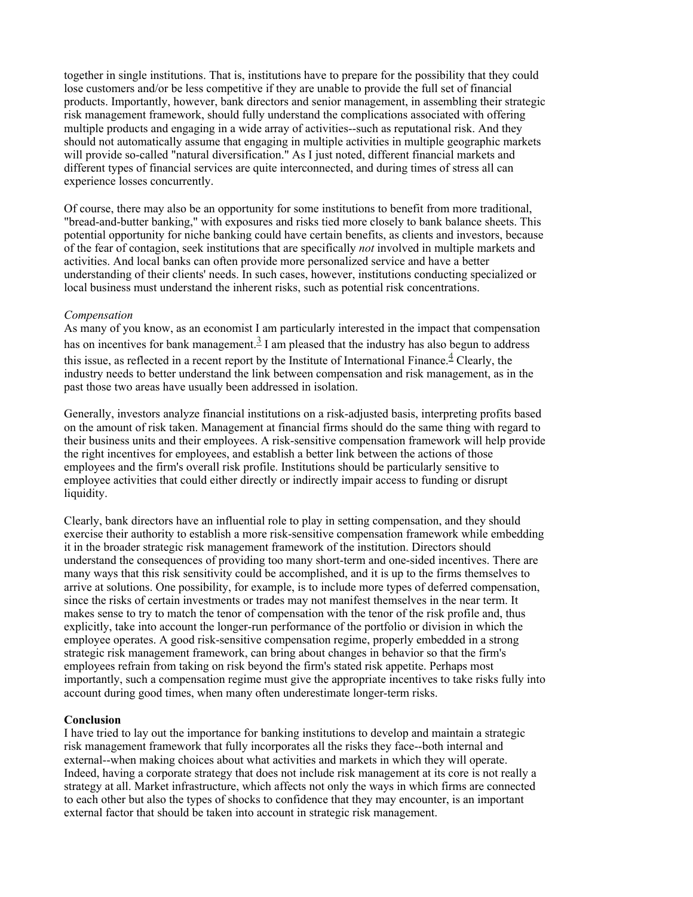together in single institutions. That is, institutions have to prepare for the possibility that they could lose customers and/or be less competitive if they are unable to provide the full set of financial products. Importantly, however, bank directors and senior management, in assembling their strategic risk management framework, should fully understand the complications associated with offering multiple products and engaging in a wide array of activities--such as reputational risk. And they should not automatically assume that engaging in multiple activities in multiple geographic markets will provide so-called "natural diversification." As I just noted, different financial markets and different types of financial services are quite interconnected, and during times of stress all can experience losses concurrently.

Of course, there may also be an opportunity for some institutions to benefit from more traditional, "bread-and-butter banking," with exposures and risks tied more closely to bank balance sheets. This potential opportunity for niche banking could have certain benefits, as clients and investors, because of the fear of contagion, seek institutions that are specifically *not* involved in multiple markets and activities. And local banks can often provide more personalized service and have a better understanding of their clients' needs. In such cases, however, institutions conducting specialized or local business must understand the inherent risks, such as potential risk concentrations.

*Compensation*

As many of you know, as an economist I am particularly interested in the impact that compensation has on incentives for bank management.[3] I am pleased that the industry has also begun to address this issue, as reflected in a recent report by the Institute of International Finance.[4] Clearly, the industry needs to better understand the link between compensation and risk management, as in the past those two areas have usually been addressed in isolation.

Generally, investors analyze financial institutions on a risk-adjusted basis, interpreting profits based on the amount of risk taken. Management at financial firms should do the same thing with regard to their business units and their employees. A risk-sensitive compensation framework will help provide the right incentives for employees, and establish a better link between the actions of those employees and the firm's overall risk profile. Institutions should be particularly sensitive to employee activities that could either directly or indirectly impair access to funding or disrupt liquidity.

Clearly, bank directors have an influential role to play in setting compensation, and they should exercise their authority to establish a more risk-sensitive compensation framework while embedding it in the broader strategic risk management framework of the institution. Directors should understand the consequences of providing too many short-term and one-sided incentives. There are many ways that this risk sensitivity could be accomplished, and it is up to the firms themselves to arrive at solutions. One possibility, for example, is to include more types of deferred compensation, since the risks of certain investments or trades may not manifest themselves in the near term. It makes sense to try to match the tenor of compensation with the tenor of the risk profile and, thus explicitly, take into account the longer-run performance of the portfolio or division in which the employee operates. A good risk-sensitive compensation regime, properly embedded in a strong strategic risk management framework, can bring about changes in behavior so that the firm's employees refrain from taking on risk beyond the firm's stated risk appetite. Perhaps most importantly, such a compensation regime must give the appropriate incentives to take risks fully into account during good times, when many often underestimate longer-term risks.

**Conclusion**

I have tried to lay out the importance for banking institutions to develop and maintain a strategic risk management framework that fully incorporates all the risks they face--both internal and external--when making choices about what activities and markets in which they will operate. Indeed, having a corporate strategy that does not include risk management at its core is not really a strategy at all. Market infrastructure, which affects not only the ways in which firms are connected to each other but also the types of shocks to confidence that they may encounter, is an important external factor that should be taken into account in strategic risk management.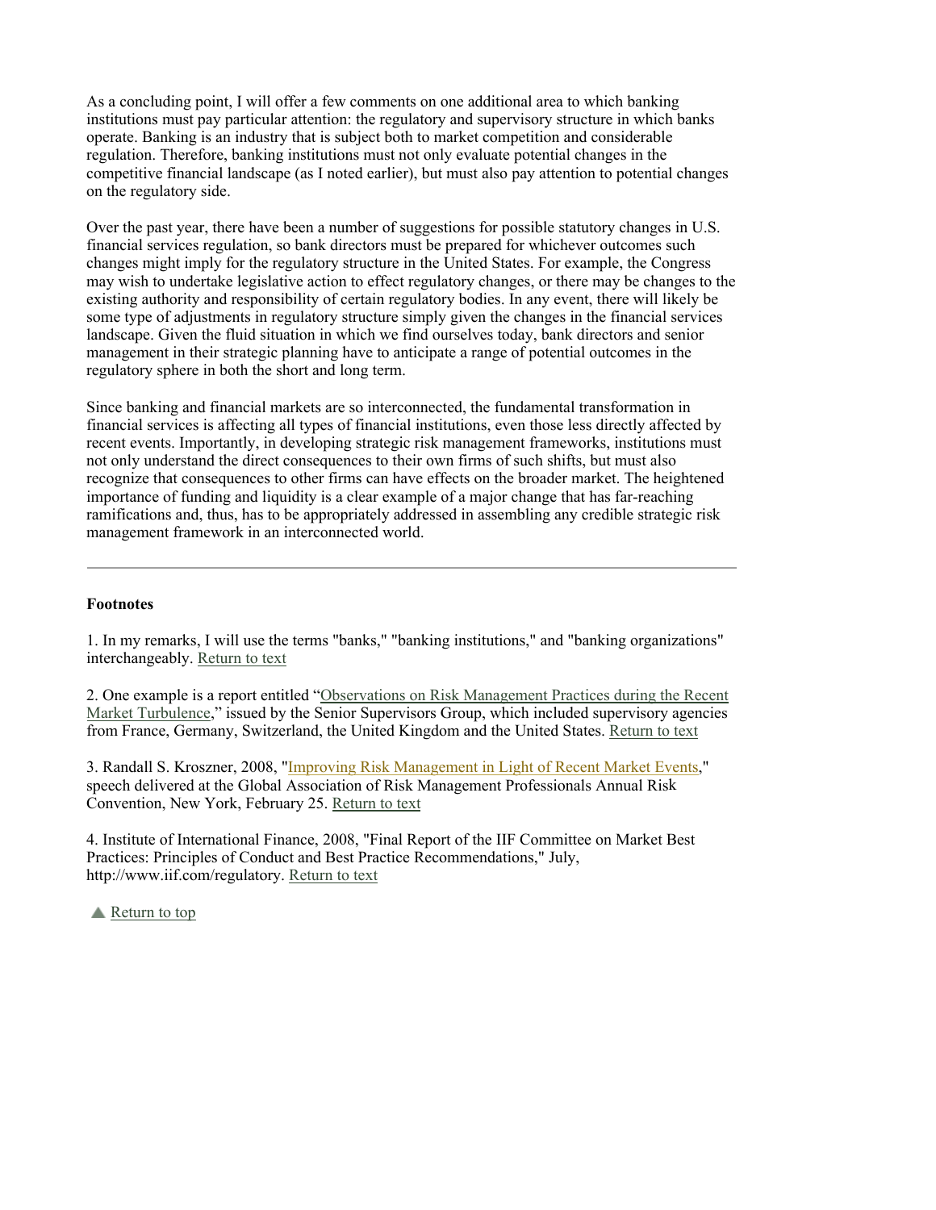As a concluding point, I will offer a few comments on one additional area to which banking institutions must pay particular attention: the regulatory and supervisory structure in which banks operate. Banking is an industry that is subject both to market competition and considerable regulation. Therefore, banking institutions must not only evaluate potential changes in the competitive financial landscape (as I noted earlier), but must also pay attention to potential changes on the regulatory side.

Over the past year, there have been a number of suggestions for possible statutory changes in U.S. financial services regulation, so bank directors must be prepared for whichever outcomes such changes might imply for the regulatory structure in the United States. For example, the Congress may wish to undertake legislative action to effect regulatory changes, or there may be changes to the existing authority and responsibility of certain regulatory bodies. In any event, there will likely be some type of adjustments in regulatory structure simply given the changes in the financial services landscape. Given the fluid situation in which we find ourselves today, bank directors and senior management in their strategic planning have to anticipate a range of potential outcomes in the regulatory sphere in both the short and long term.

Since banking and financial markets are so interconnected, the fundamental transformation in financial services is affecting all types of financial institutions, even those less directly affected by recent events. Importantly, in developing strategic risk management frameworks, institutions must not only understand the direct consequences to their own firms of such shifts, but must also recognize that consequences to other firms can have effects on the broader market. The heightened importance of funding and liquidity is a clear example of a major change that has far-reaching ramifications and, thus, has to be appropriately addressed in assembling any credible strategic risk management framework in an interconnected world.

---

**Footnotes**

1. In my remarks, I will use the terms "banks," "banking institutions," and "banking organizations" interchangeably. Return to text

2. One example is a report entitled "Observations on Risk Management Practices during the Recent Market Turbulence," issued by the Senior Supervisors Group, which included supervisory agencies from France, Germany, Switzerland, the United Kingdom and the United States. Return to text

3. Randall S. Kroszner, 2008, "Improving Risk Management in Light of Recent Market Events," speech delivered at the Global Association of Risk Management Professionals Annual Risk Convention, New York, February 25. Return to text

4. Institute of International Finance, 2008, "Final Report of the IIF Committee on Market Best Practices: Principles of Conduct and Best Practice Recommendations," July, http://www.iif.com/regulatory. Return to text

▲ Return to top